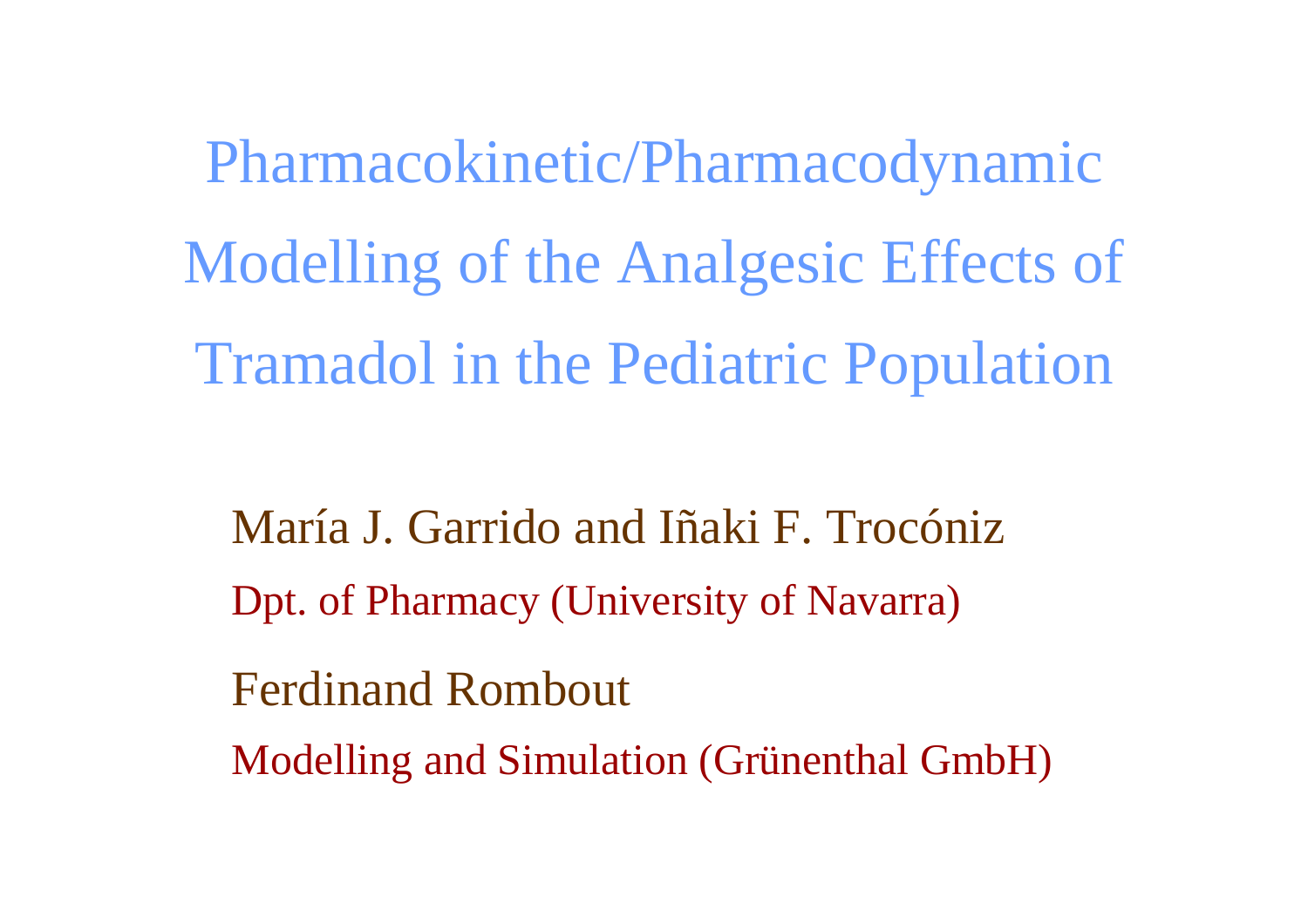# Pharmacokinetic/Pharmacodynamic Modelling of the Analgesic Effects of Tramadol in the Pediatric Population

María J. Garrido and Iñaki F. Trocóniz

Dpt. of Pharmacy (University of Navarra)

Ferdinand Rombout

Modelling and Simulation (Grünenthal GmbH)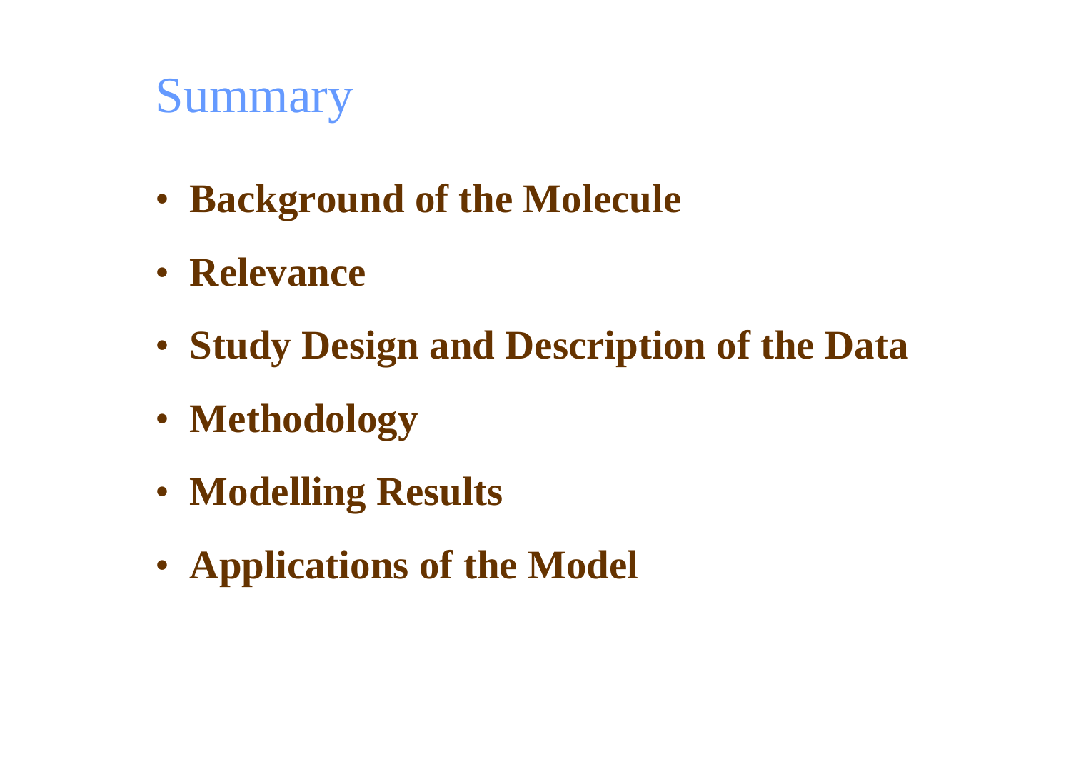# Summary

- **Background of the Molecule**
- **Relevance**
- **Study Design and Description of the Data**
- **Methodology**
- **Modelling Results**
- **Applications of the Model**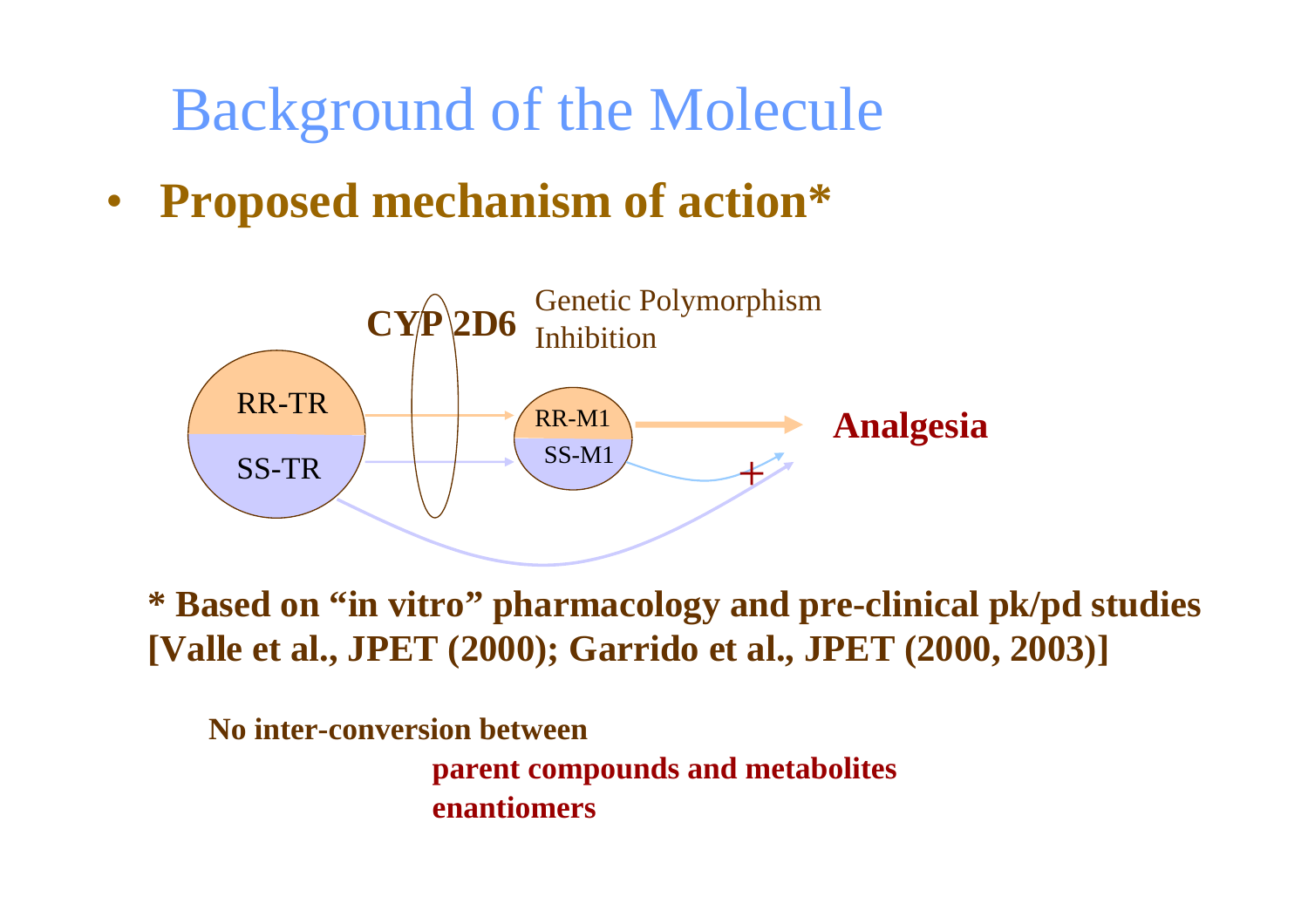# Background of the Molecule

- **Proposed mechanism of action***

CYP 2D6 — Genetic Polymorphism, Inhibition

RR-TR → RR-M1 → Analgesia

SS-TR → SS-M1 → + 

SS-TR → +

**\* Based on "in vitro" pharmacology and pre-clinical pk/pd studies [Valle et al., JPET (2000); Garrido et al., JPET (2000, 2003)]**

**No inter-conversion between**

**parent compounds and metabolites**

**enantiomers**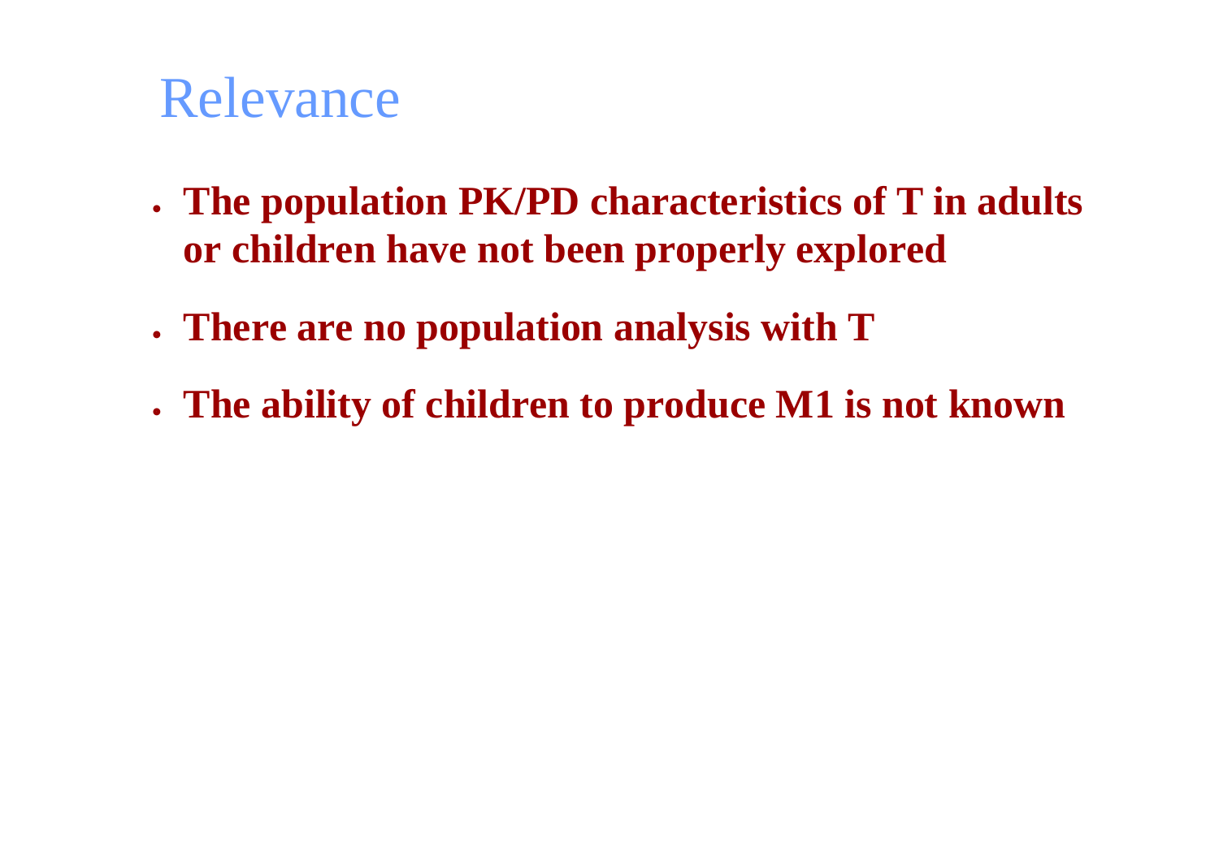# Relevance

- **The population PK/PD characteristics of T in adults or children have not been properly explored**
- **There are no population analysis with T**
- **The ability of children to produce M1 is not known**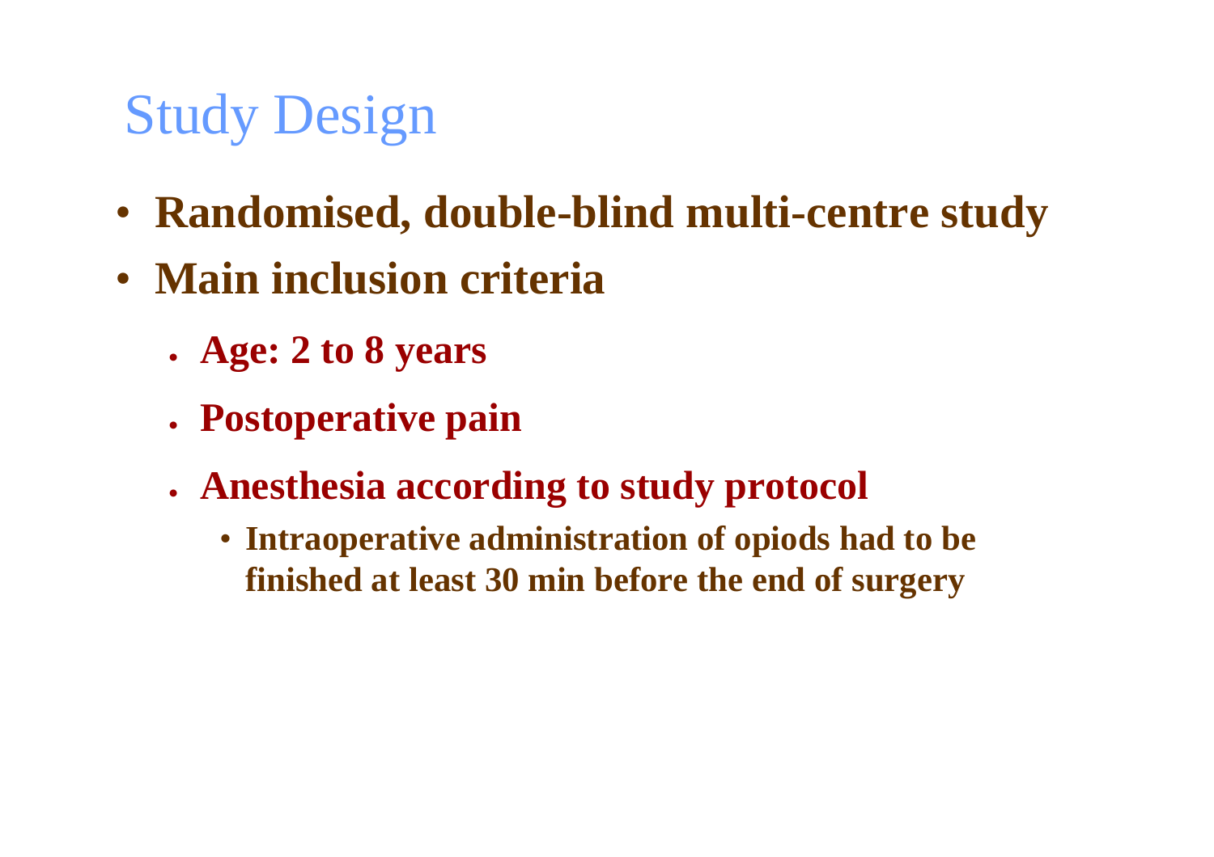# Study Design

- **Randomised, double-blind multi-centre study**
- **Main inclusion criteria**
  - **Age: 2 to 8 years**
  - **Postoperative pain**
  - **Anesthesia according to study protocol**
    - **Intraoperative administration of opiods had to be finished at least 30 min before the end of surgery**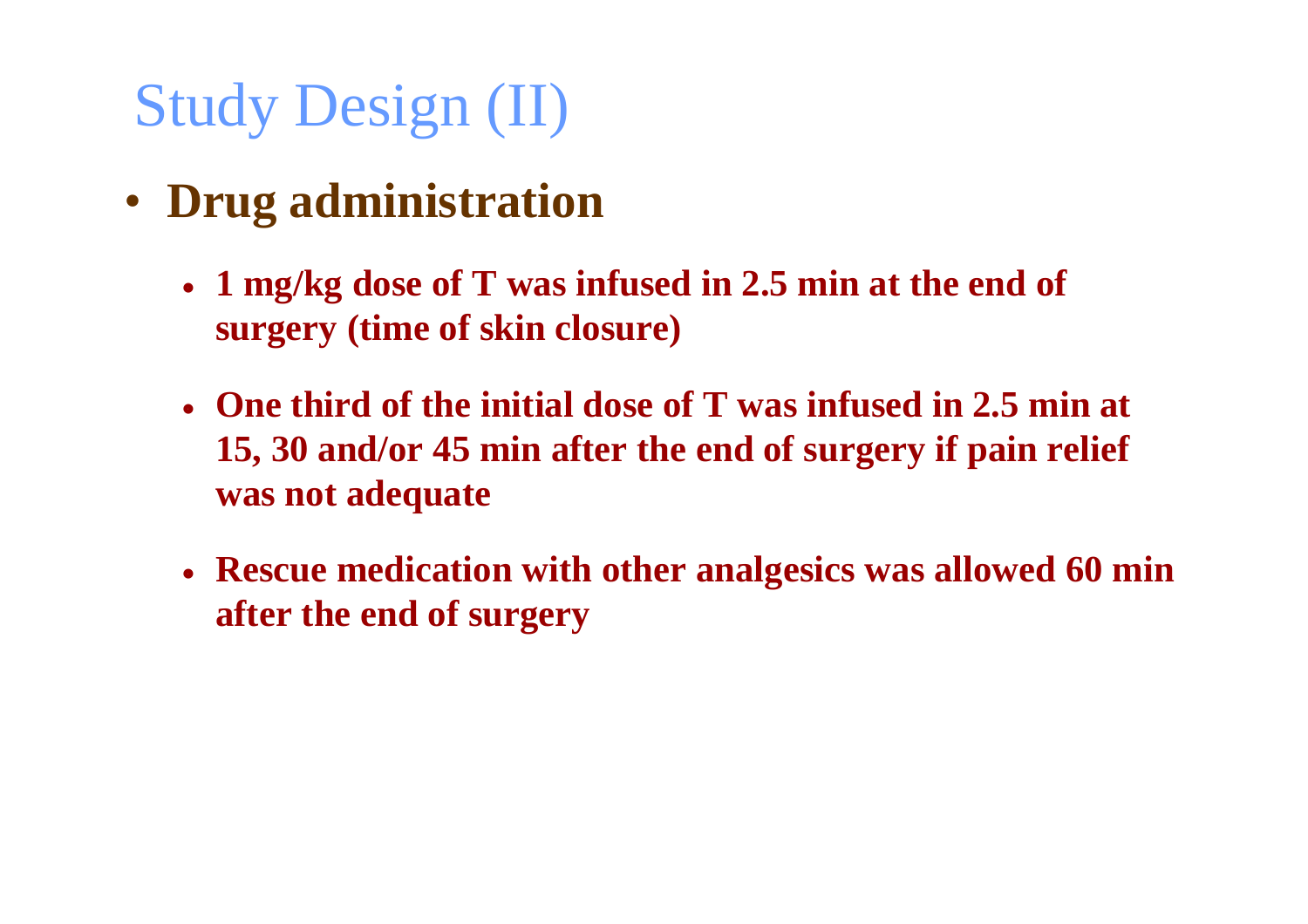# Study Design (II)

- **Drug administration**
  - **1 mg/kg dose of T was infused in 2.5 min at the end of surgery (time of skin closure)**
  - **One third of the initial dose of T was infused in 2.5 min at 15, 30 and/or 45 min after the end of surgery if pain relief was not adequate**
  - **Rescue medication with other analgesics was allowed 60 min after the end of surgery**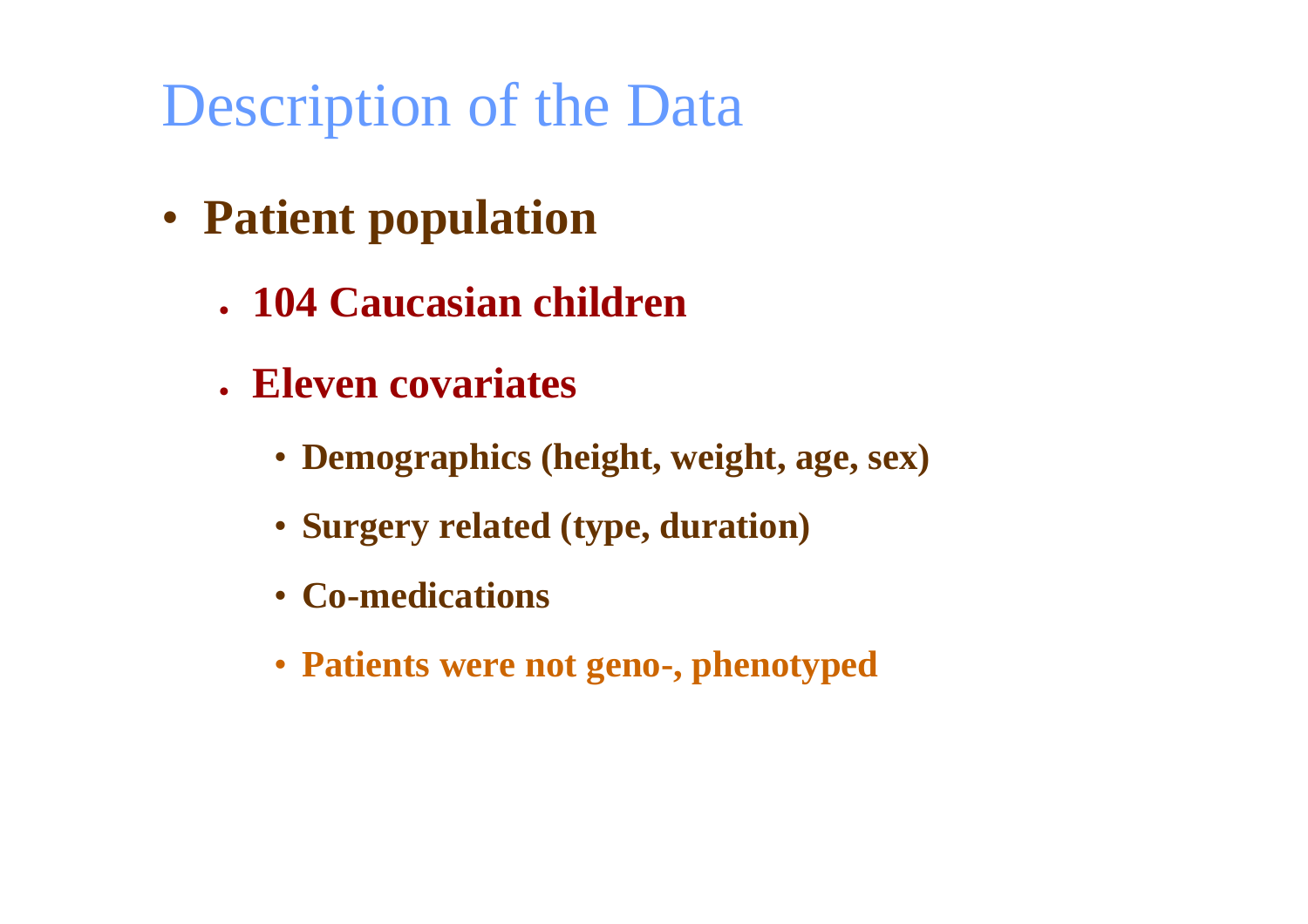# Description of the Data

- **Patient population**
  - **104 Caucasian children**
  - **Eleven covariates**
    - **Demographics (height, weight, age, sex)**
    - **Surgery related (type, duration)**
    - **Co-medications**
    - **Patients were not geno-, phenotyped**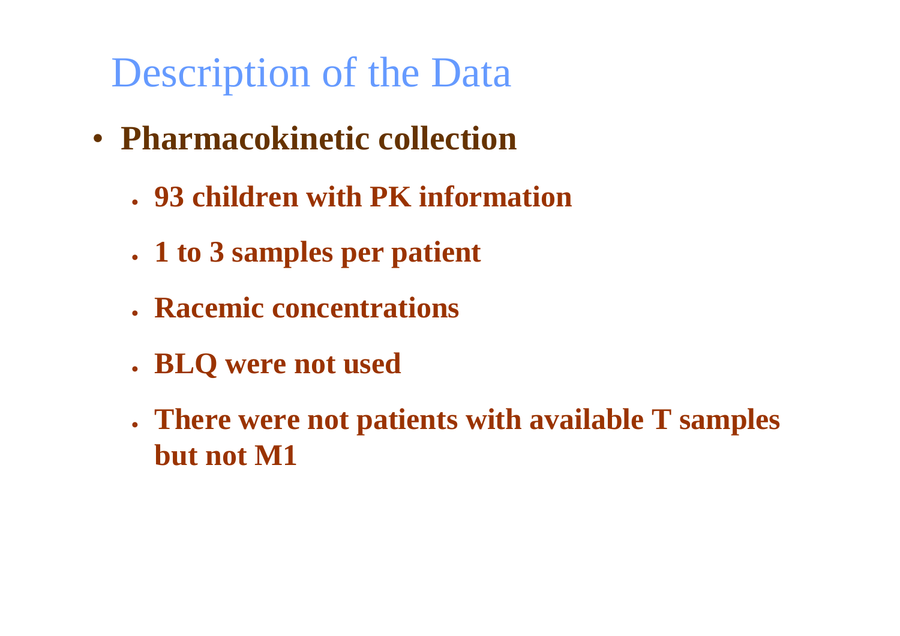# Description of the Data

- **Pharmacokinetic collection**
  - **93 children with PK information**
  - **1 to 3 samples per patient**
  - **Racemic concentrations**
  - **BLQ were not used**
  - **There were not patients with available T samples but not M1**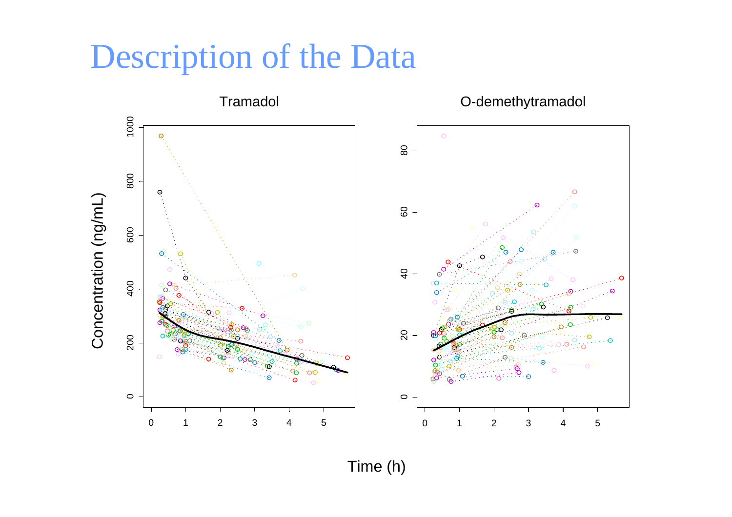# Description of the Data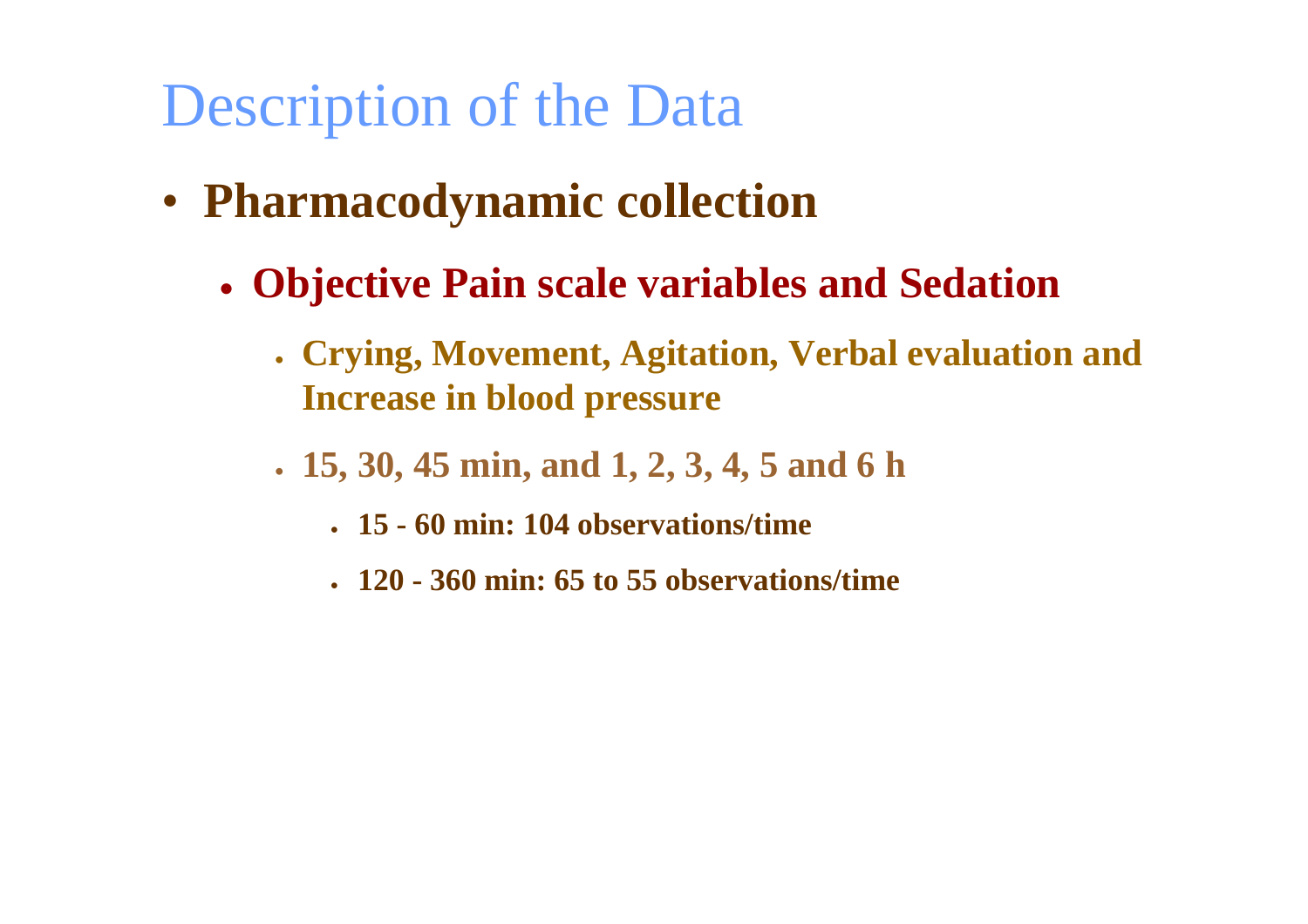# Description of the Data

- **Pharmacodynamic collection**
  - **Objective Pain scale variables and Sedation**
    - **Crying, Movement, Agitation, Verbal evaluation and Increase in blood pressure**
    - **15, 30, 45 min, and 1, 2, 3, 4, 5 and 6 h**
      - **15 - 60 min: 104 observations/time**
      - **120 - 360 min: 65 to 55 observations/time**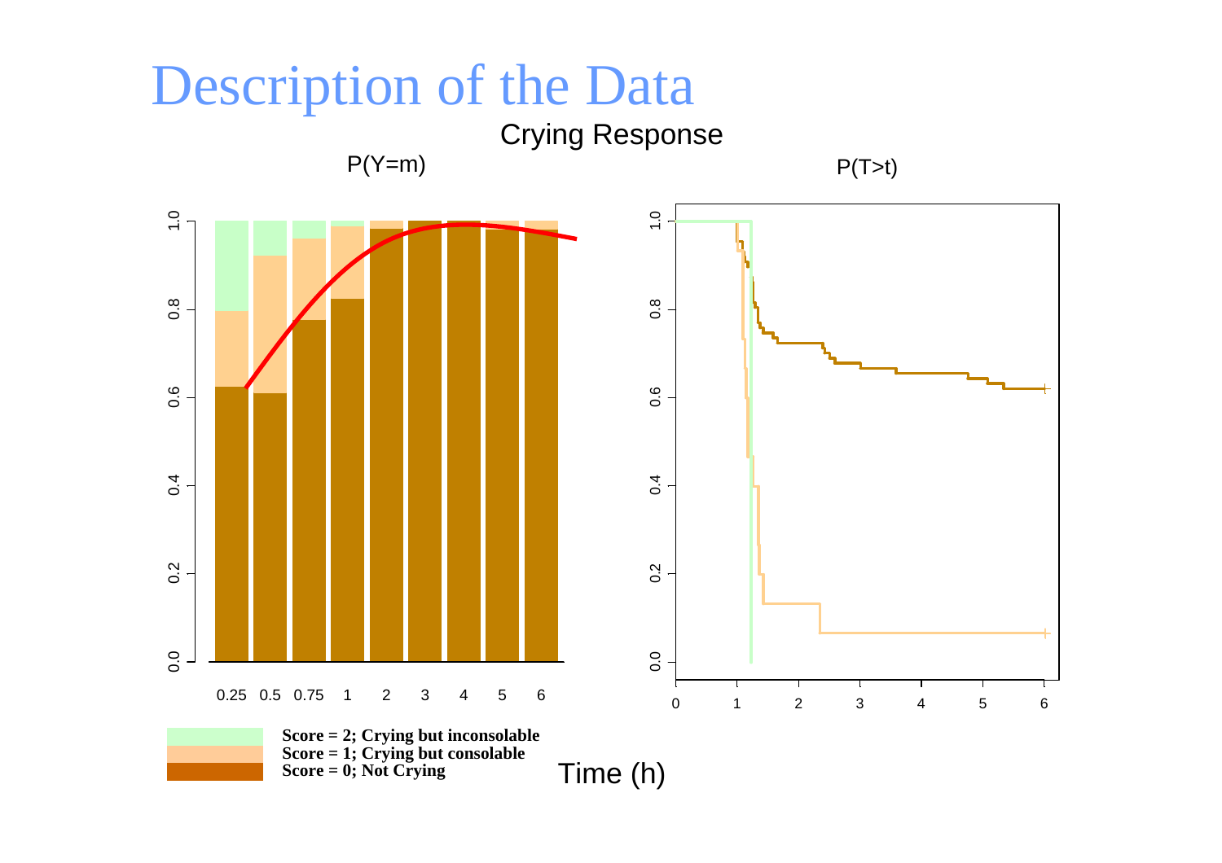# Description of the Data

Crying Response

P(Y=m)

P(T>t)

Score = 2; Crying but inconsolable
Score = 1; Crying but consolable
Score = 0; Not Crying

Time (h)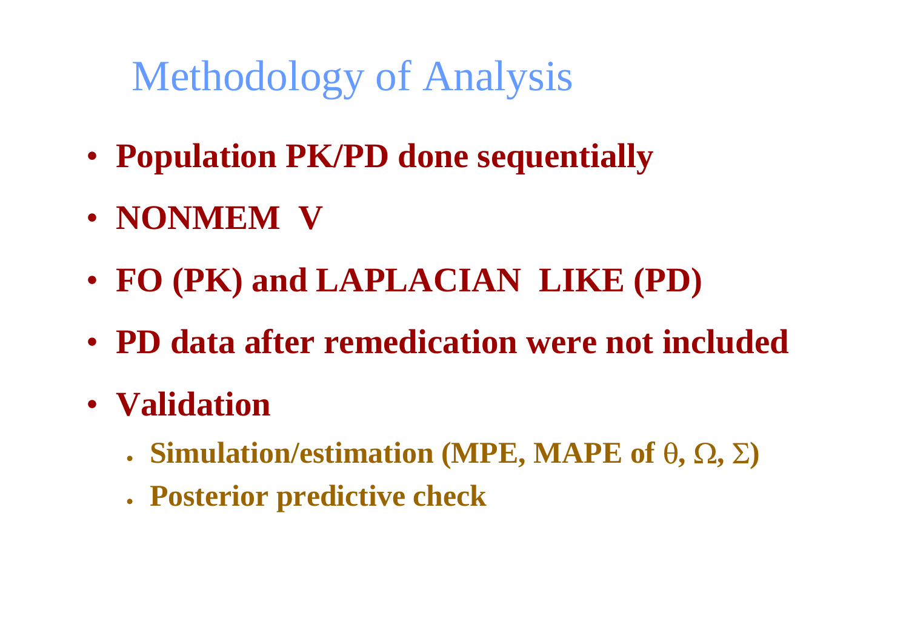# Methodology of Analysis

- **Population PK/PD done sequentially**
- **NONMEM V**
- **FO (PK) and LAPLACIAN LIKE (PD)**
- **PD data after remedication were not included**
- **Validation**
  - **Simulation/estimation (MPE, MAPE of $\theta$, $\Omega$, $\Sigma$)**
  - **Posterior predictive check**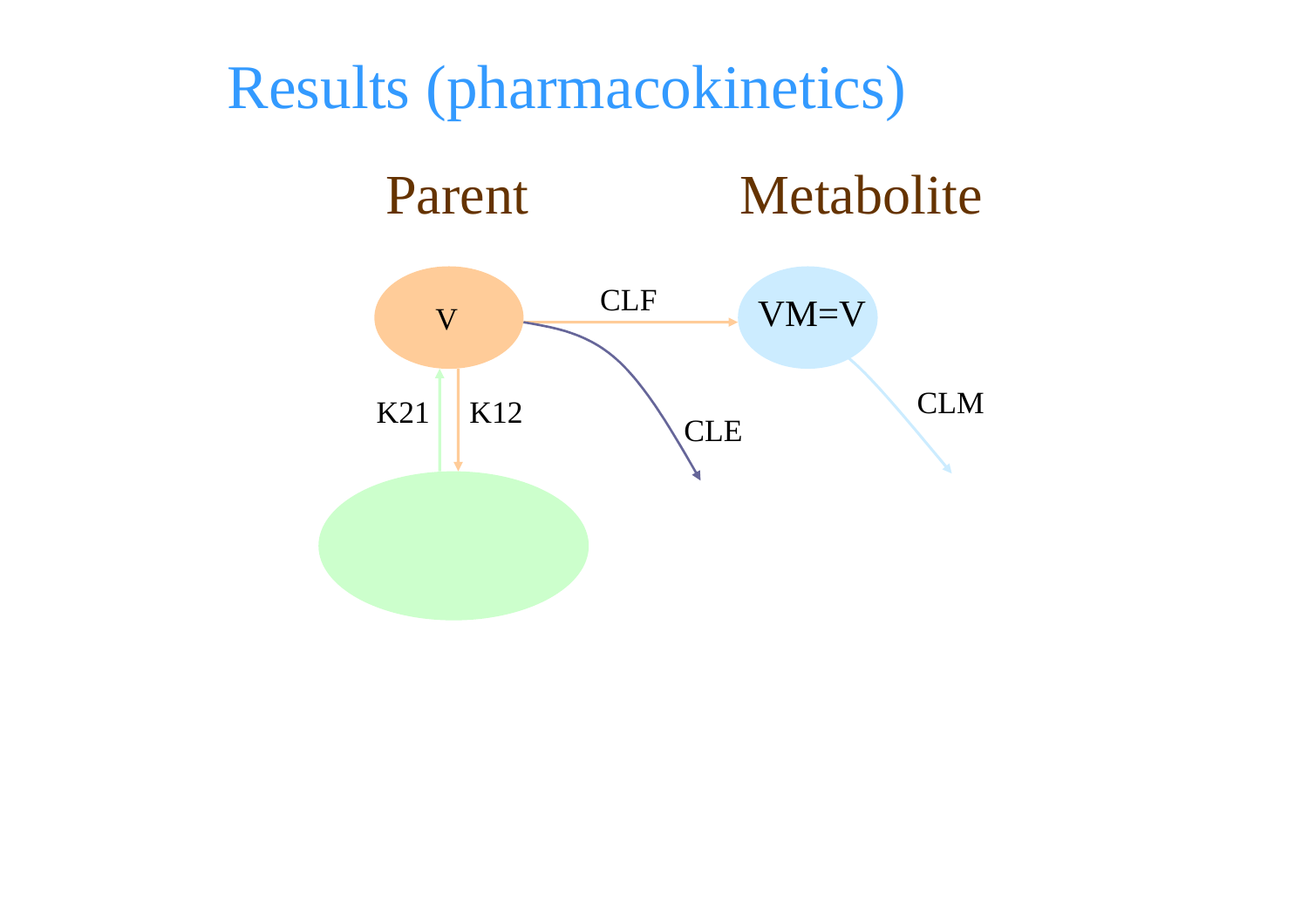# Results (pharmacokinetics)

Parent

Metabolite

V

CLF

VM=V

K21

K12

CLE

CLM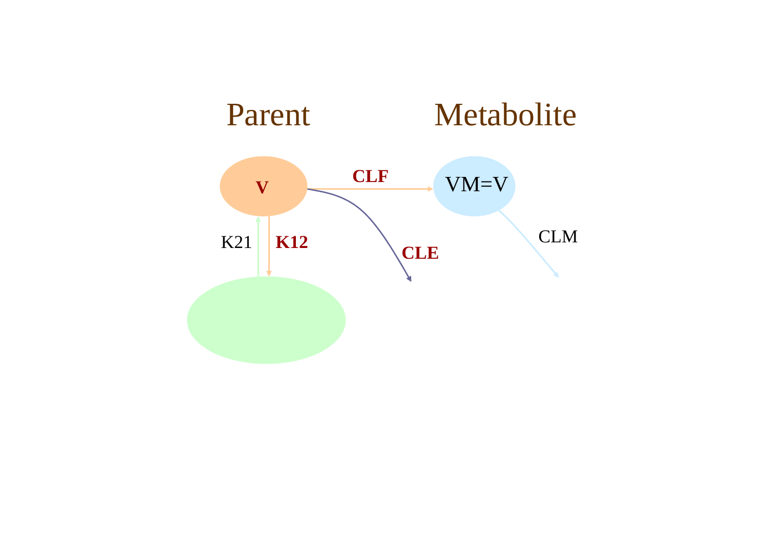Parent

Metabolite

V

CLF

VM=V

K21

K12

CLE

CLM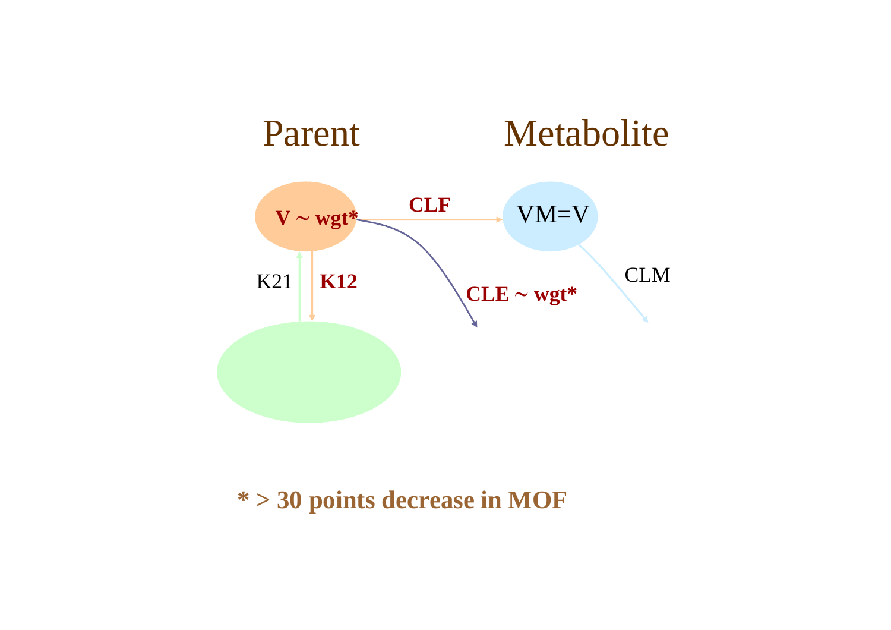Parent

Metabolite

**V ~ wgt***

**CLF**

VM=V

K21

**K12**

**CLE ~ wgt***

CLM

*** > 30 points decrease in MOF**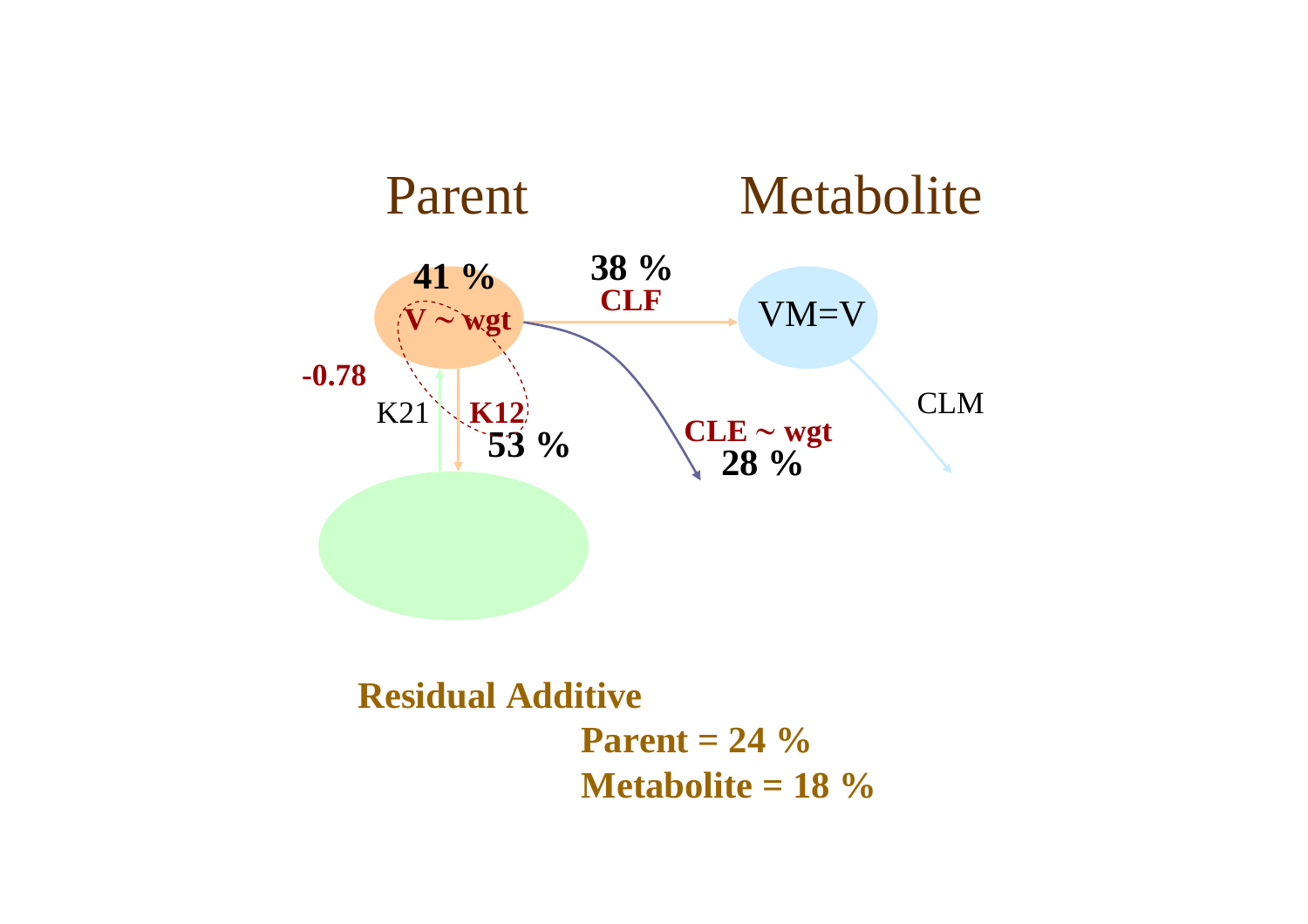Parent

Metabolite

41 %

V ~ wgt

38 %

CLF

VM=V

-0.78

K21

K12

53 %

CLE ~ wgt

28 %

CLM

**Residual Additive**

**Parent = 24 %**

**Metabolite = 18 %**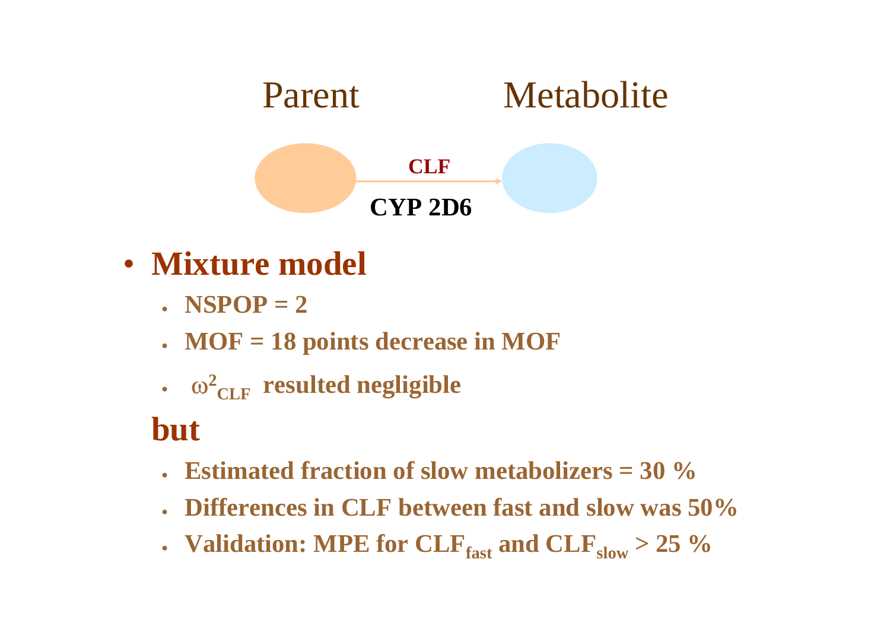Parent Metabolite

CLF

CYP 2D6

- **Mixture model**
  - **NSPOP = 2**
  - **MOF = 18 points decrease in MOF**
  - **$\omega^2_{CLF}$ resulted negligible**

**but**

  - **Estimated fraction of slow metabolizers = 30 %**
  - **Differences in CLF between fast and slow was 50%**
  - **Validation: MPE for $CLF_{fast}$ and $CLF_{slow}$ > 25 %**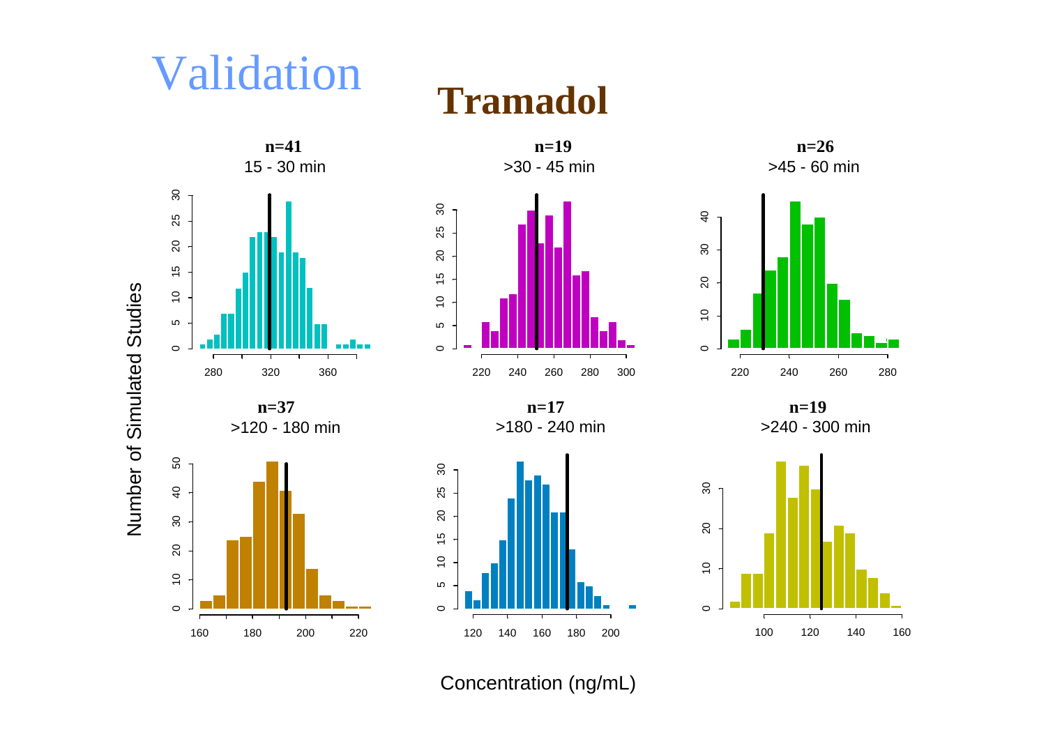# Validation

## Tramadol

**n=41**
15 - 30 min

**n=19**
>30 - 45 min

**n=26**
>45 - 60 min

**n=37**
>120 - 180 min

**n=17**
>180 - 240 min

**n=19**
>240 - 300 min

Number of Simulated Studies

Concentration (ng/mL)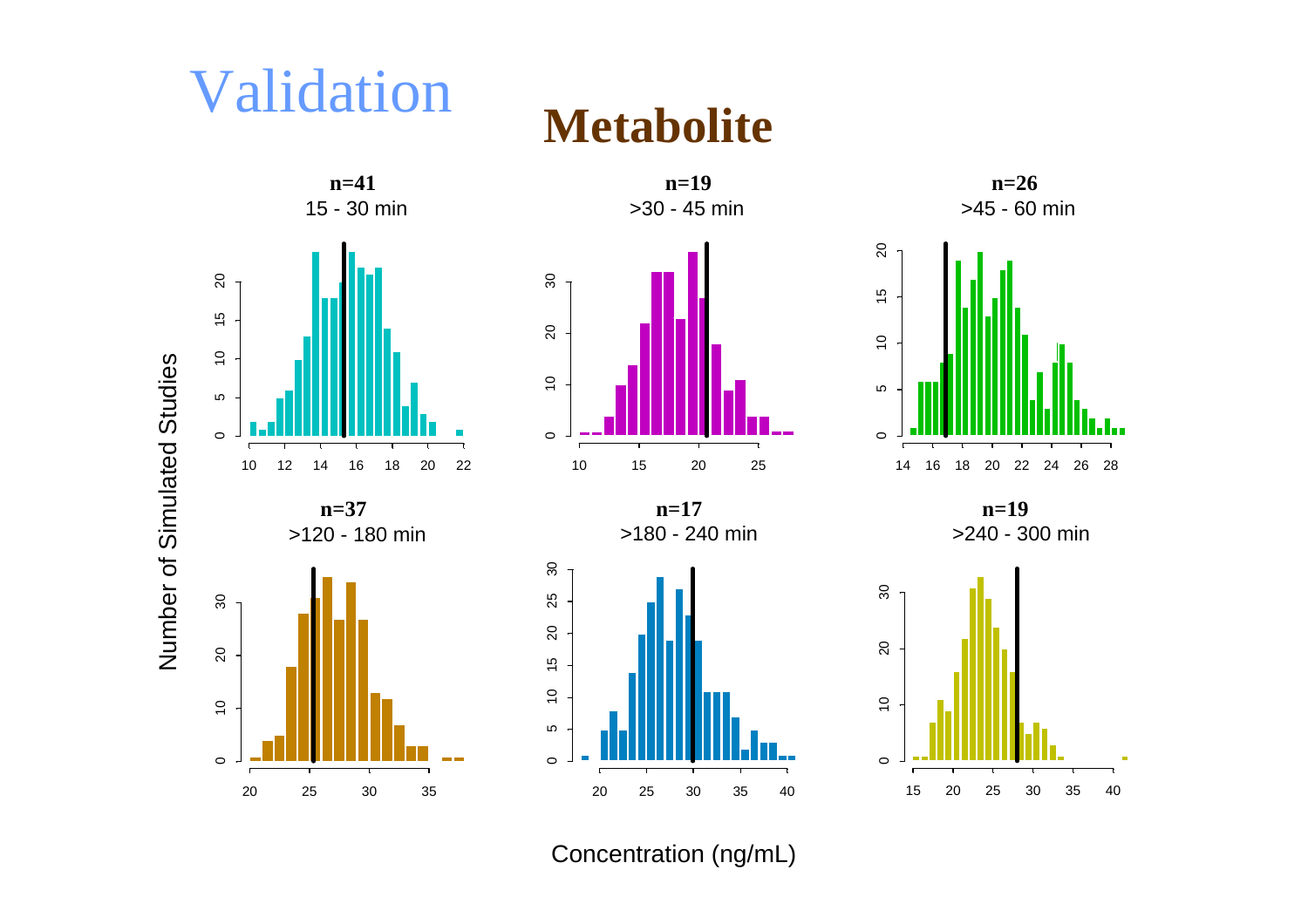# Validation

## Metabolite

**n=41**
15 - 30 min

**n=19**
>30 - 45 min

**n=26**
>45 - 60 min

**n=37**
>120 - 180 min

**n=17**
>180 - 240 min

**n=19**
>240 - 300 min

Number of Simulated Studies

Concentration (ng/mL)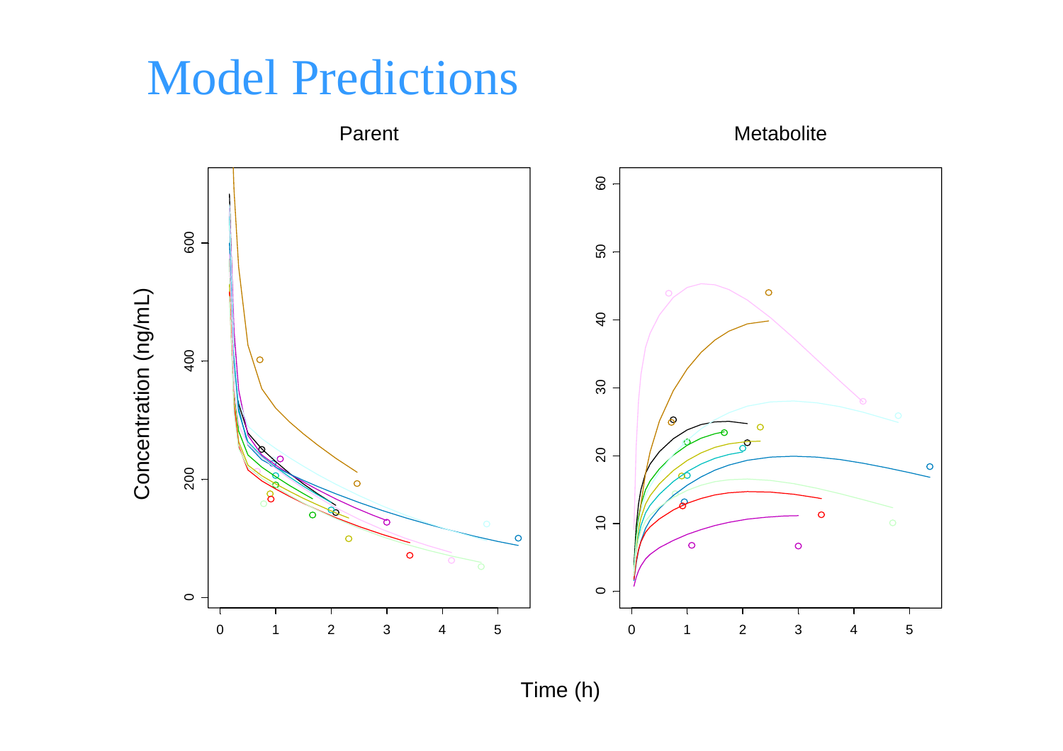# Model Predictions

Parent

Metabolite

Concentration (ng/mL)

Time (h)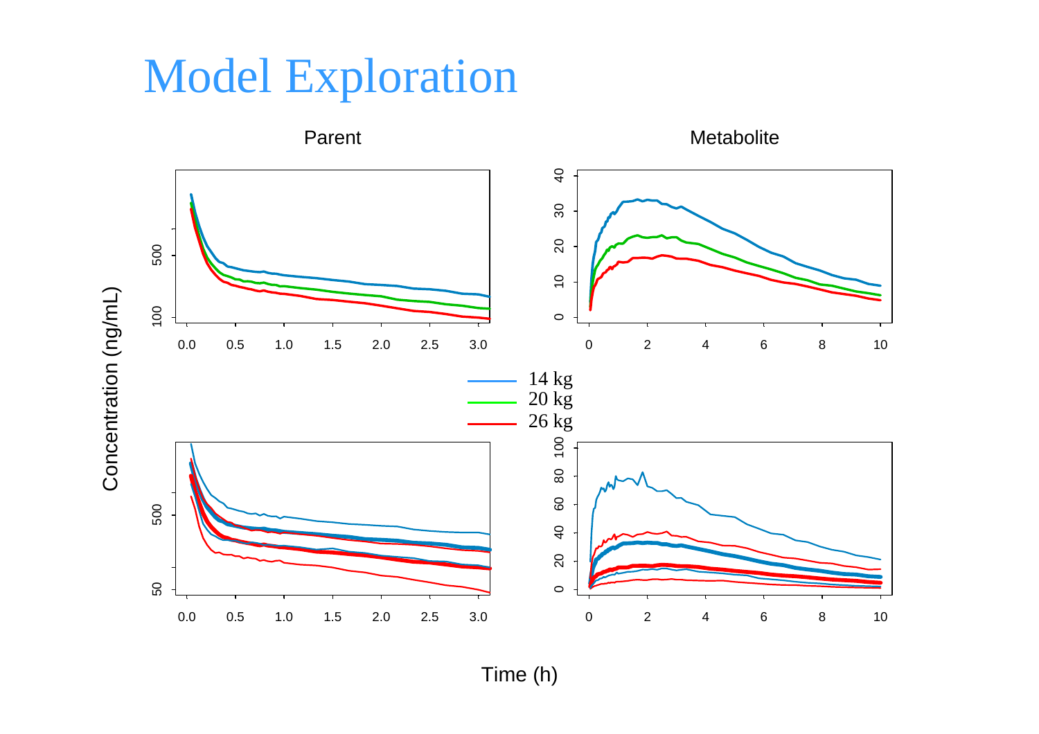# Model Exploration

Parent

Metabolite

Concentration (ng/mL)

14 kg
20 kg
26 kg

Time (h)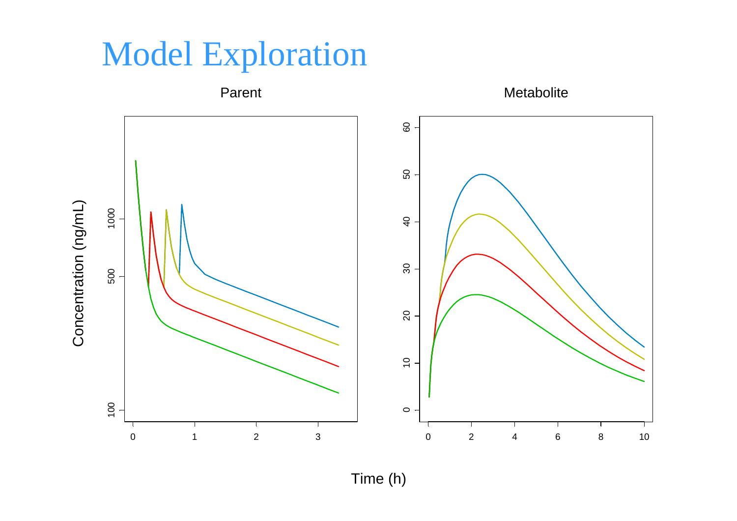# Model Exploration

Parent

Metabolite

Concentration (ng/mL)

Time (h)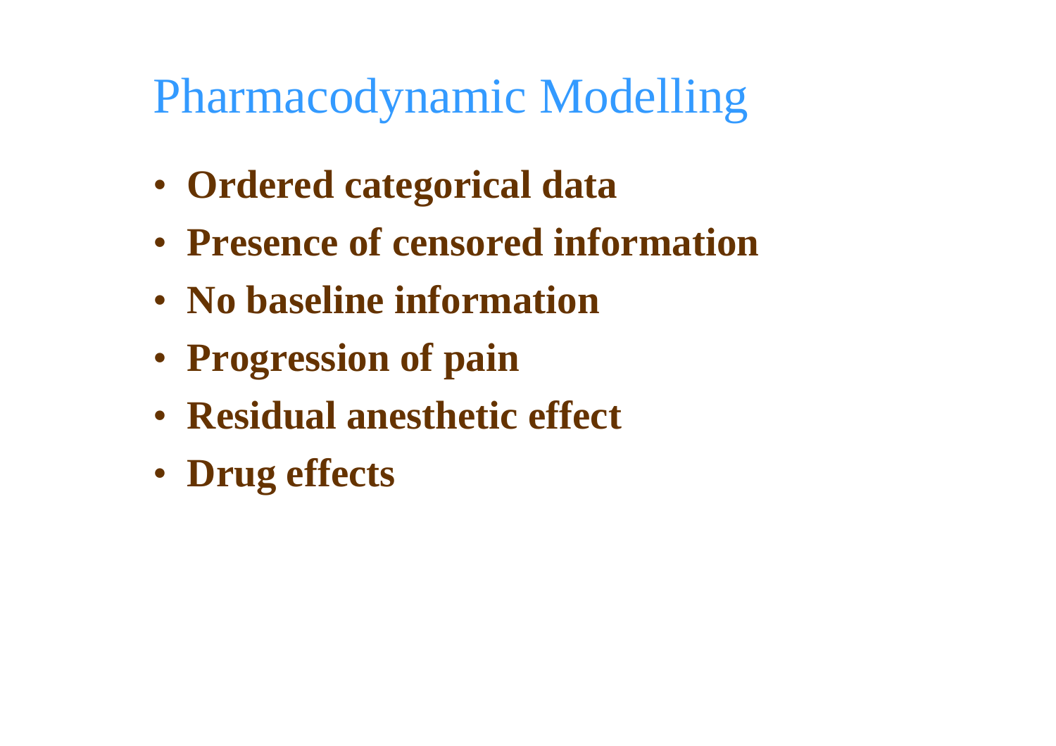# Pharmacodynamic Modelling

- **Ordered categorical data**
- **Presence of censored information**
- **No baseline information**
- **Progression of pain**
- **Residual anesthetic effect**
- **Drug effects**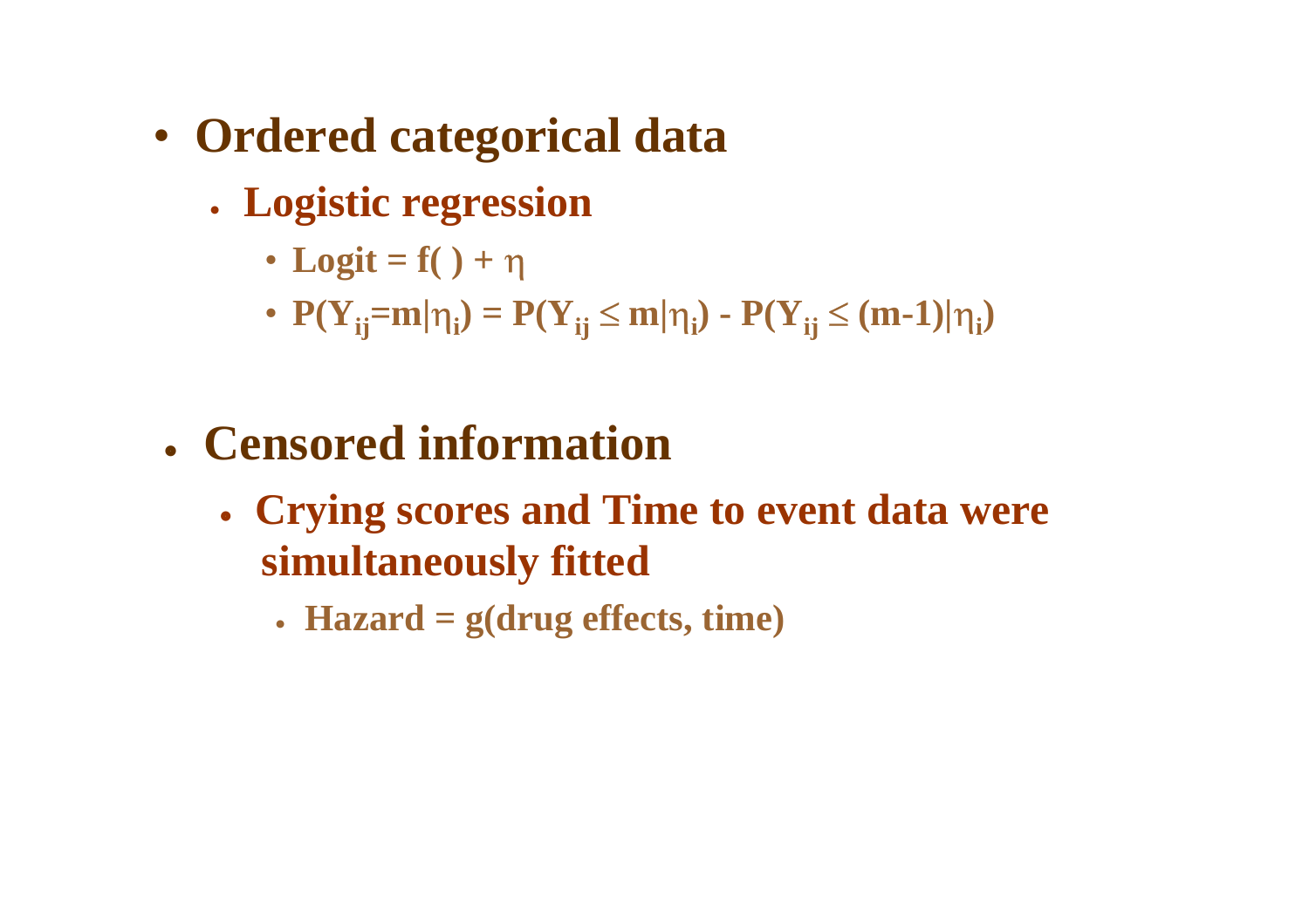- **Ordered categorical data**
  - **Logistic regression**
    - **Logit = f( ) + $\eta$**
    - **$P(Y_{ij}=m|\eta_i) = P(Y_{ij} \leq m|\eta_i) - P(Y_{ij} \leq (m-1)|\eta_i)$**

- **Censored information**
  - **Crying scores and Time to event data were simultaneously fitted**
    - **Hazard = g(drug effects, time)**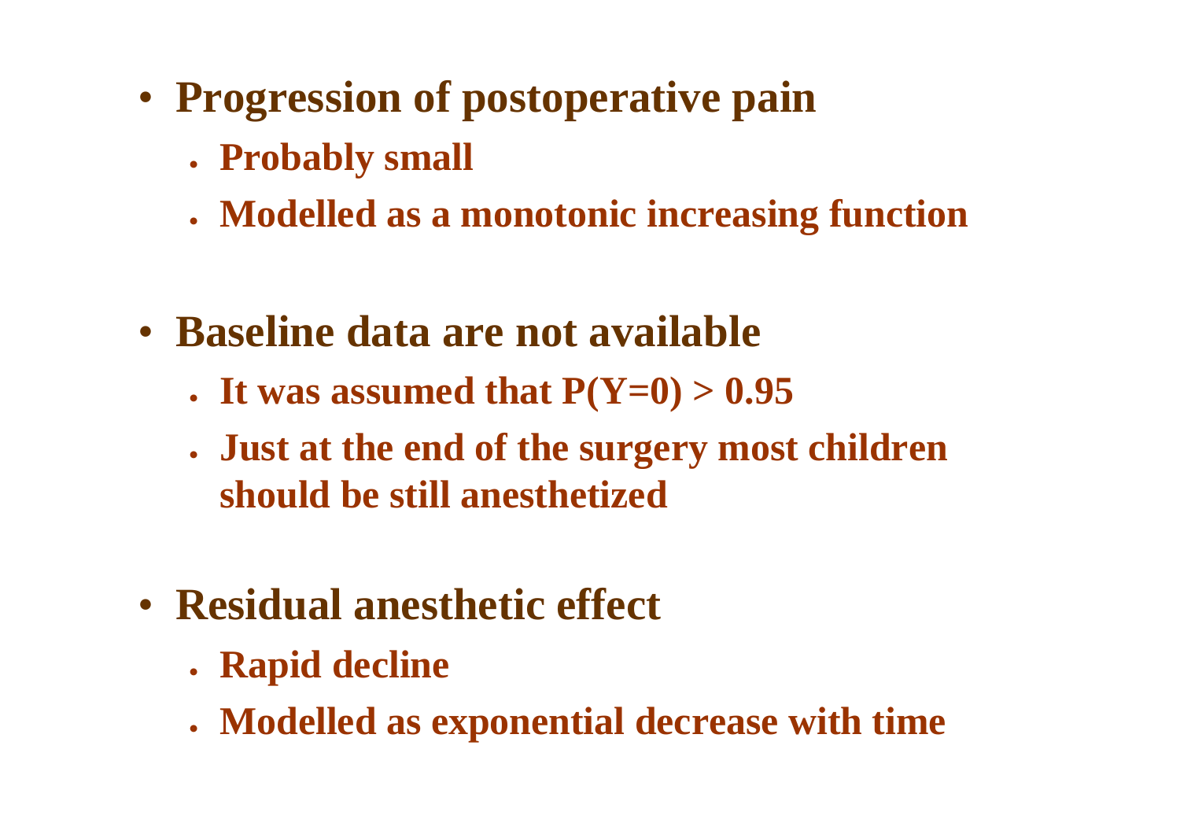- **Progression of postoperative pain**
  - **Probably small**
  - **Modelled as a monotonic increasing function**

- **Baseline data are not available**
  - **It was assumed that $P(Y=0) > 0.95$**
  - **Just at the end of the surgery most children should be still anesthetized**

- **Residual anesthetic effect**
  - **Rapid decline**
  - **Modelled as exponential decrease with time**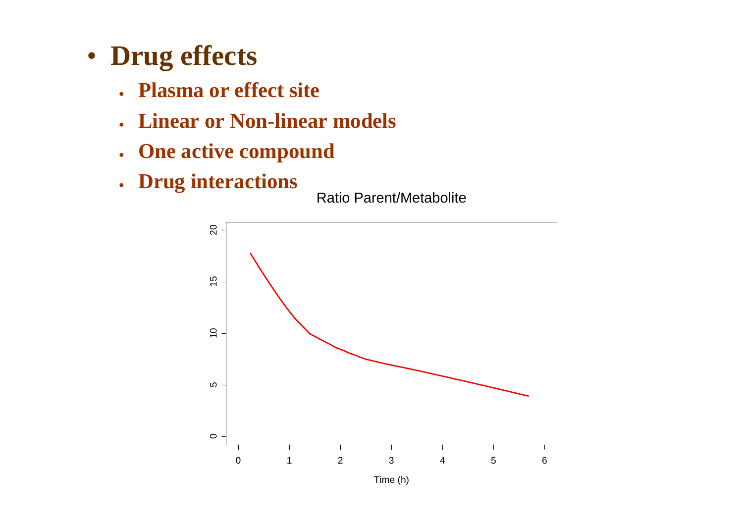- **Drug effects**
  - **Plasma or effect site**
  - **Linear or Non-linear models**
  - **One active compound**
  - **Drug interactions**

Ratio Parent/Metabolite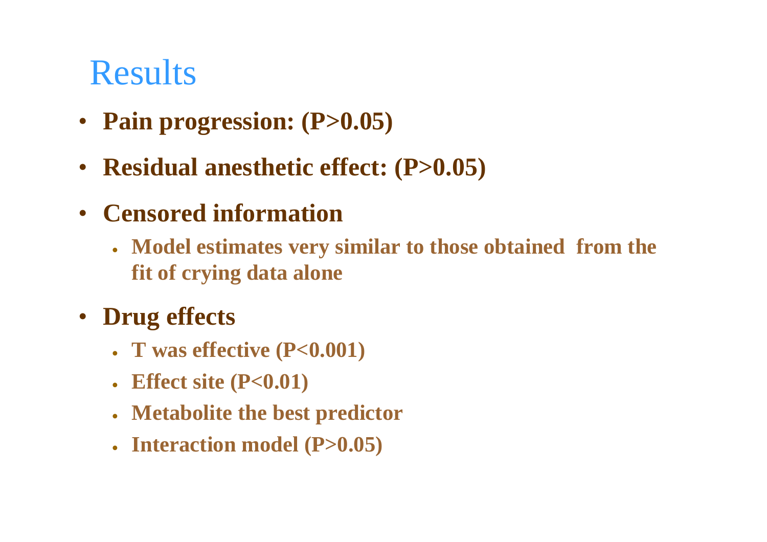# Results

- **Pain progression: ($P>0.05$)**
- **Residual anesthetic effect: ($P>0.05$)**
- **Censored information**
  - **Model estimates very similar to those obtained from the fit of crying data alone**
- **Drug effects**
  - **T was effective ($P<0.001$)**
  - **Effect site ($P<0.01$)**
  - **Metabolite the best predictor**
  - **Interaction model ($P>0.05$)**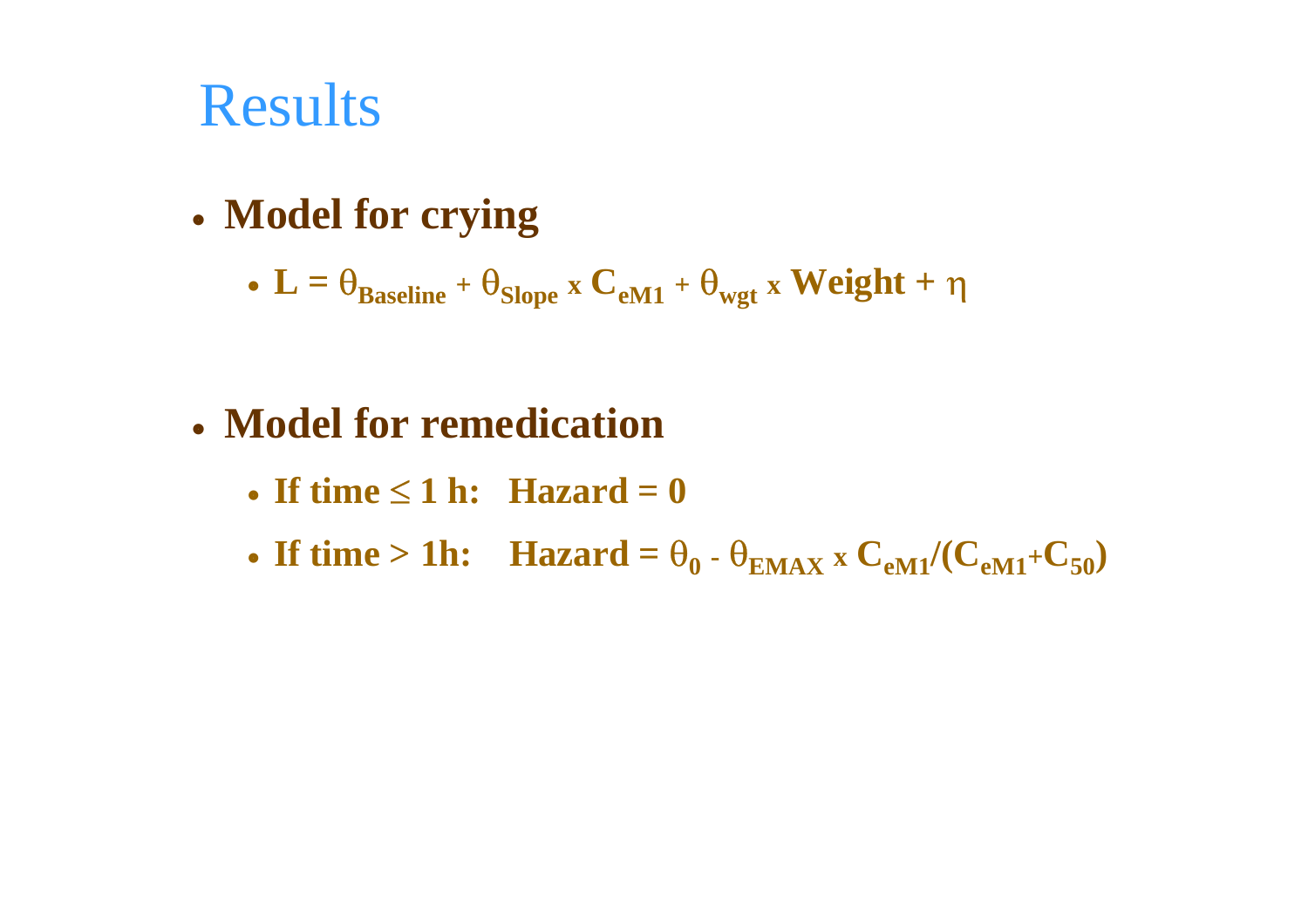# Results

- **Model for crying**
  - $L = \theta_{Baseline} + \theta_{Slope} \times C_{eM1} + \theta_{wgt} \times Weight + \eta$

- **Model for remedication**
  - **If time ≤ 1 h: Hazard = 0**
  - **If time > 1h:** $Hazard = \theta_0 - \theta_{EMAX} \times C_{eM1}/(C_{eM1}+C_{50})$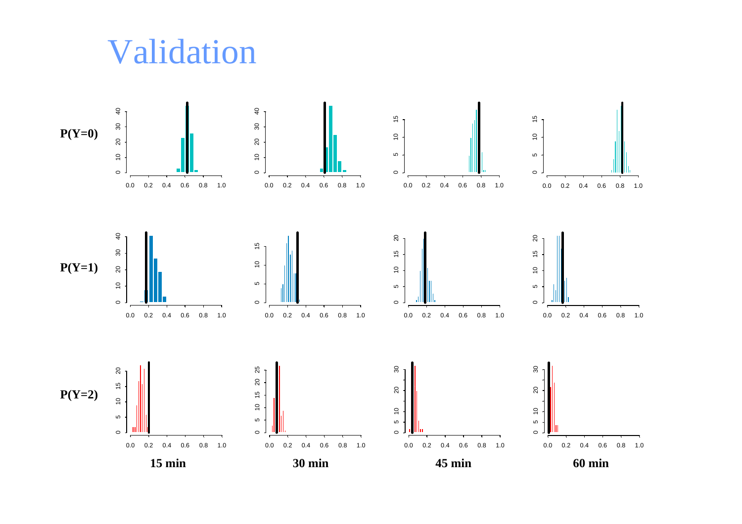# Validation

**P(Y=0)**

**P(Y=1)**

**P(Y=2)**

**15 min** **30 min** **45 min** **60 min**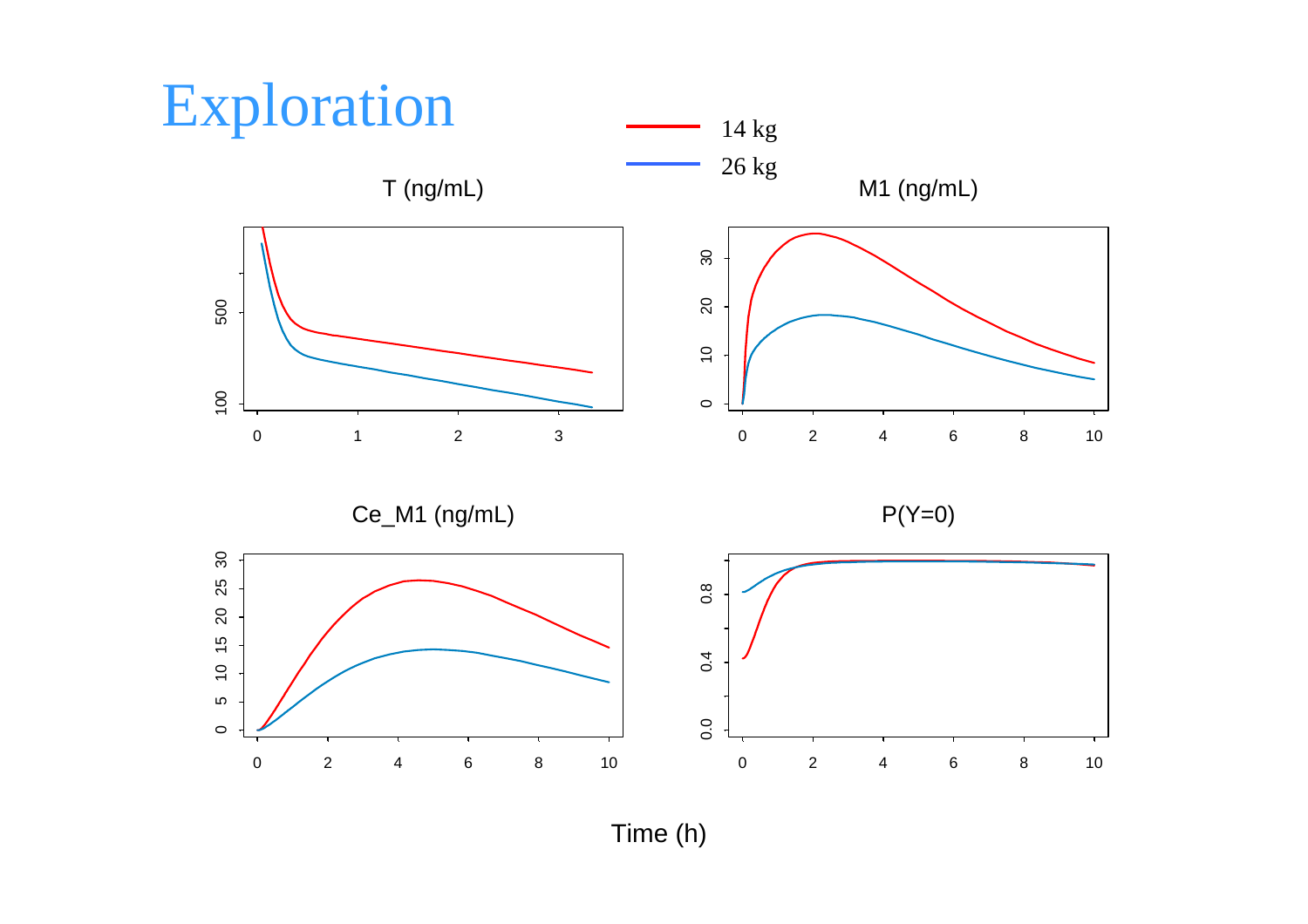# Exploration

14 kg

26 kg

T (ng/mL)

M1 (ng/mL)

Ce_M1 (ng/mL)

P(Y=0)

Time (h)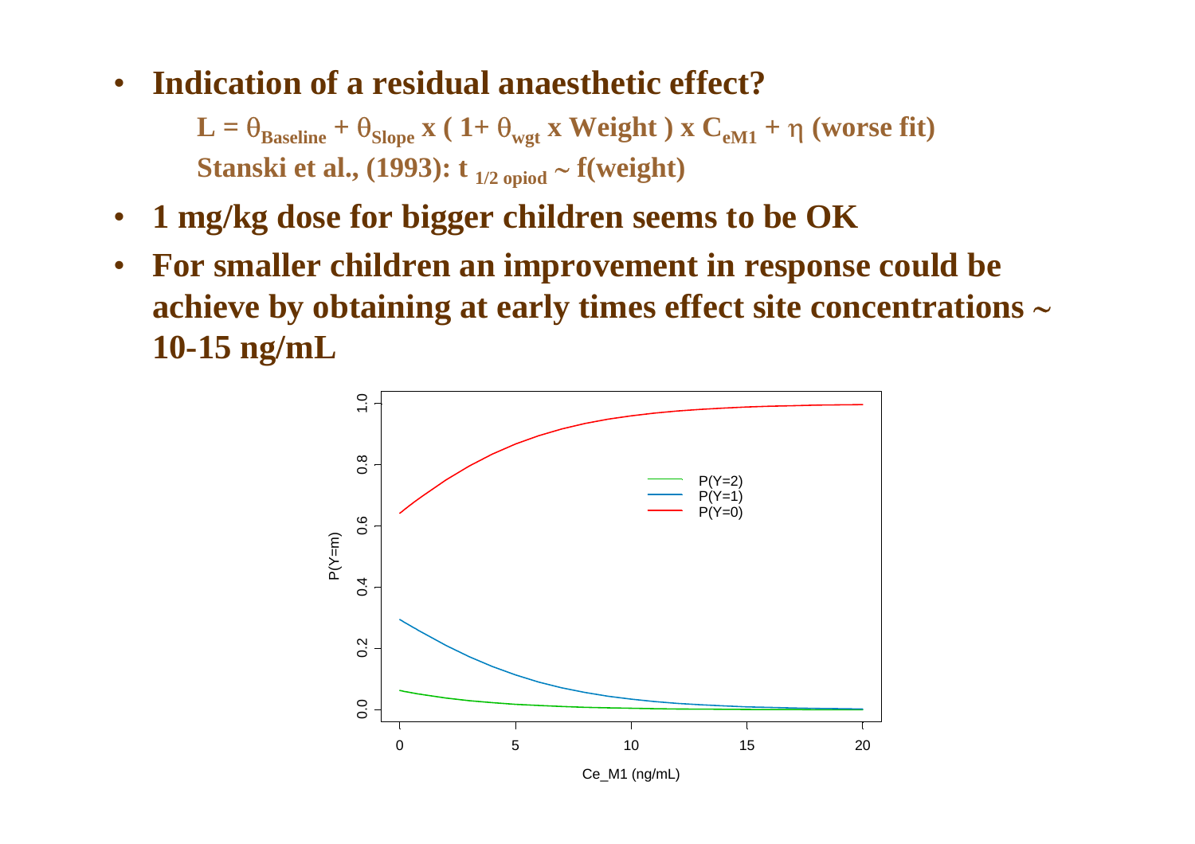- **Indication of a residual anaesthetic effect?**

  $L = \theta_{Baseline} + \theta_{Slope} \times (1 + \theta_{wgt} \times Weight) \times C_{eM1} + \eta$ **(worse fit)**

  **Stanski et al., (1993):** $t_{1/2\ opiod} \sim f(weight)$

- **1 mg/kg dose for bigger children seems to be OK**
- **For smaller children an improvement in response could be achieve by obtaining at early times effect site concentrations ~ 10-15 ng/mL**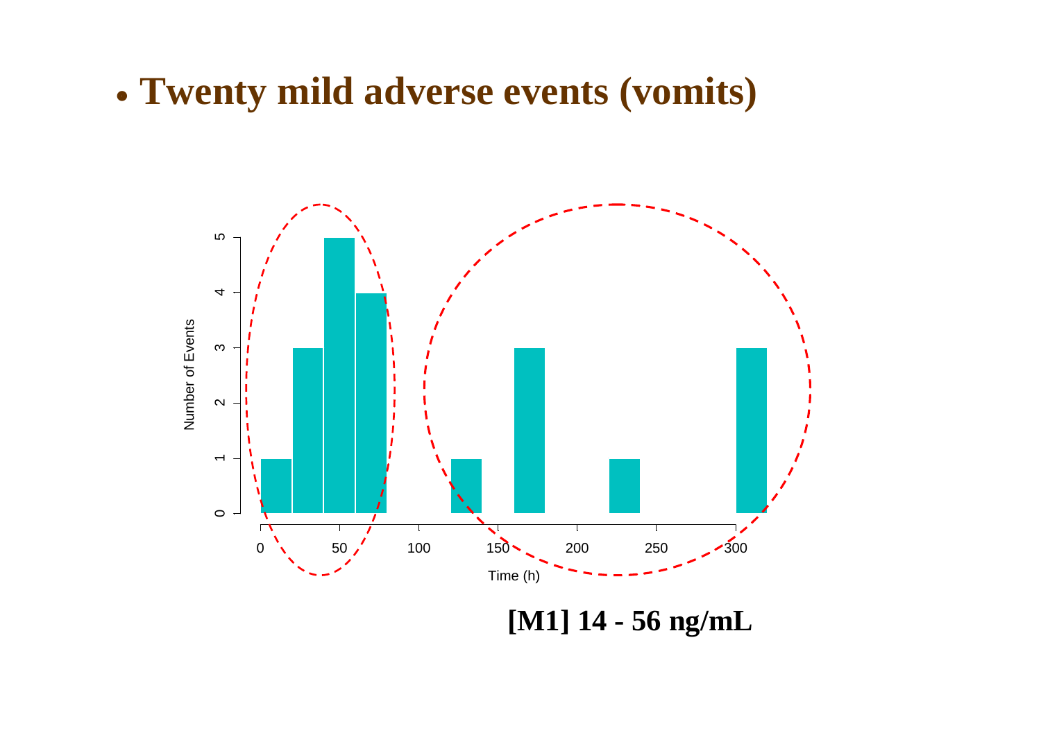- **Twenty mild adverse events (vomits)**

**[M1] 14 - 56 ng/mL**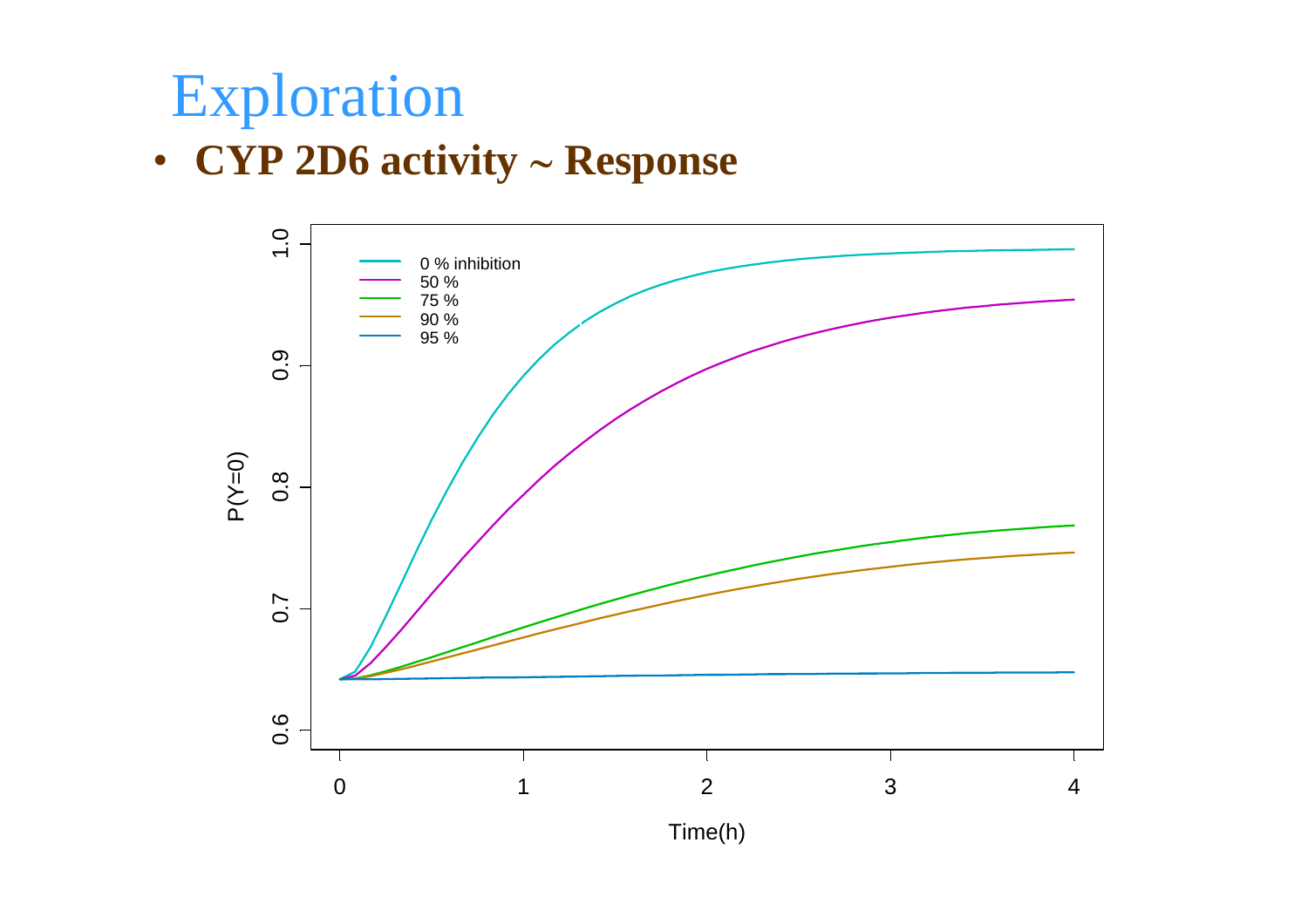# Exploration

- **CYP 2D6 activity ~ Response**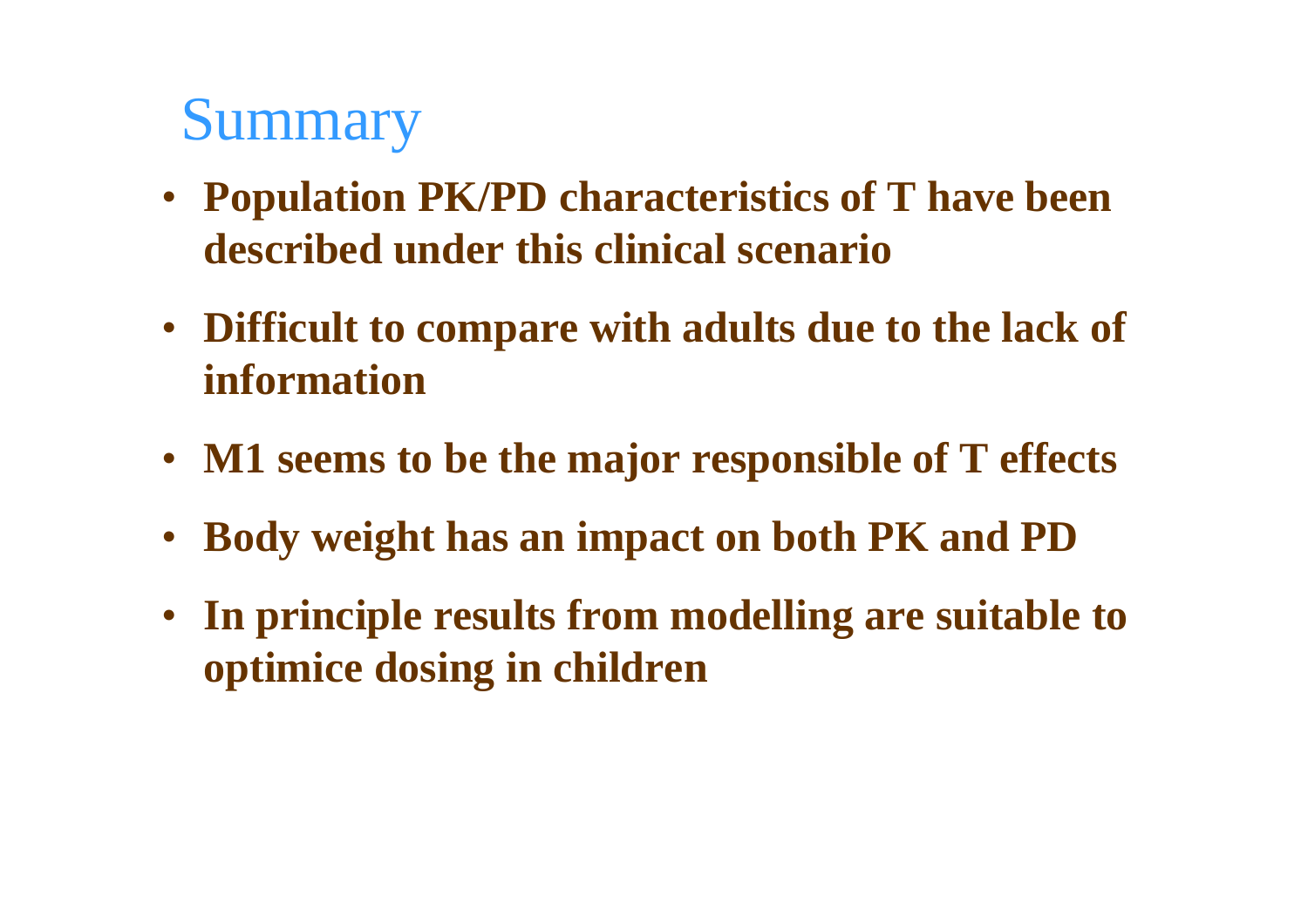# Summary

- **Population PK/PD characteristics of T have been described under this clinical scenario**
- **Difficult to compare with adults due to the lack of information**
- **M1 seems to be the major responsible of T effects**
- **Body weight has an impact on both PK and PD**
- **In principle results from modelling are suitable to optimice dosing in children**